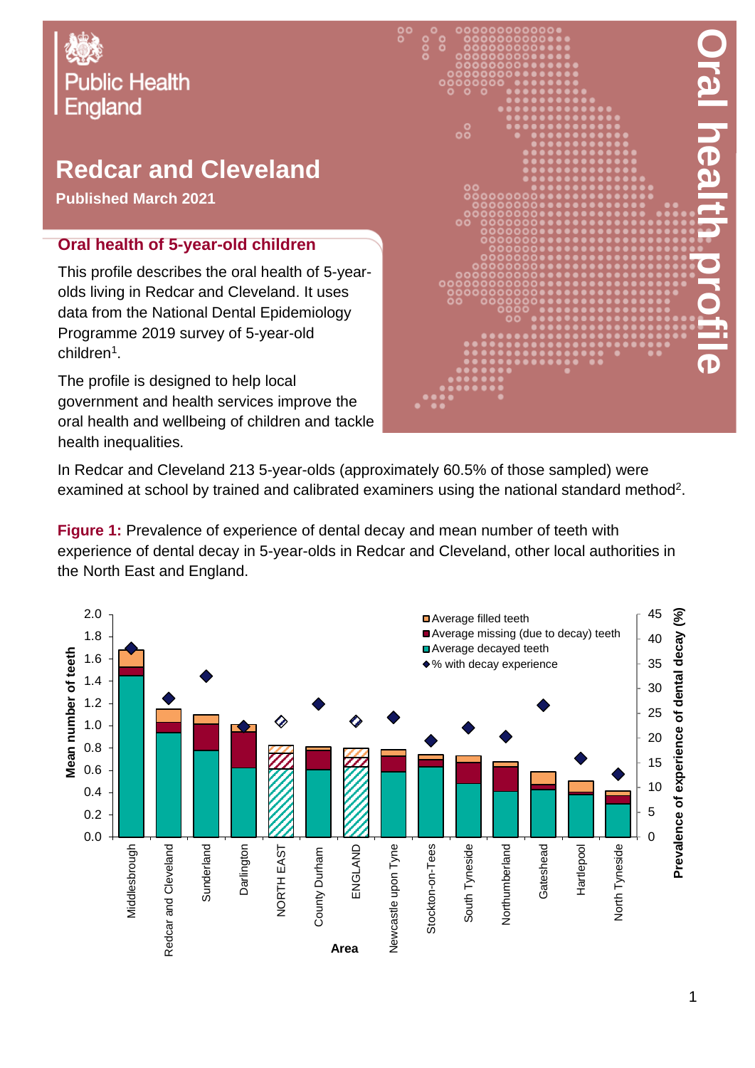Public Health England

# Redcar and Cleveland

**Published March 2021**

Oral health profile

## Oral health of 5-year-old children

This profile describes the oral health of 5-year-olds living in Redcar and Cleveland. It uses data from the National Dental Epidemiology Programme 2019 survey of 5-year-old children[1].

The profile is designed to help local government and health services improve the oral health and wellbeing of children and tackle health inequalities.

In Redcar and Cleveland 213 5-year-olds (approximately 60.5% of those sampled) were examined at school by trained and calibrated examiners using the national standard method[2].

**Figure 1:** Prevalence of experience of dental decay and mean number of teeth with experience of dental decay in 5-year-olds in Redcar and Cleveland, other local authorities in the North East and England.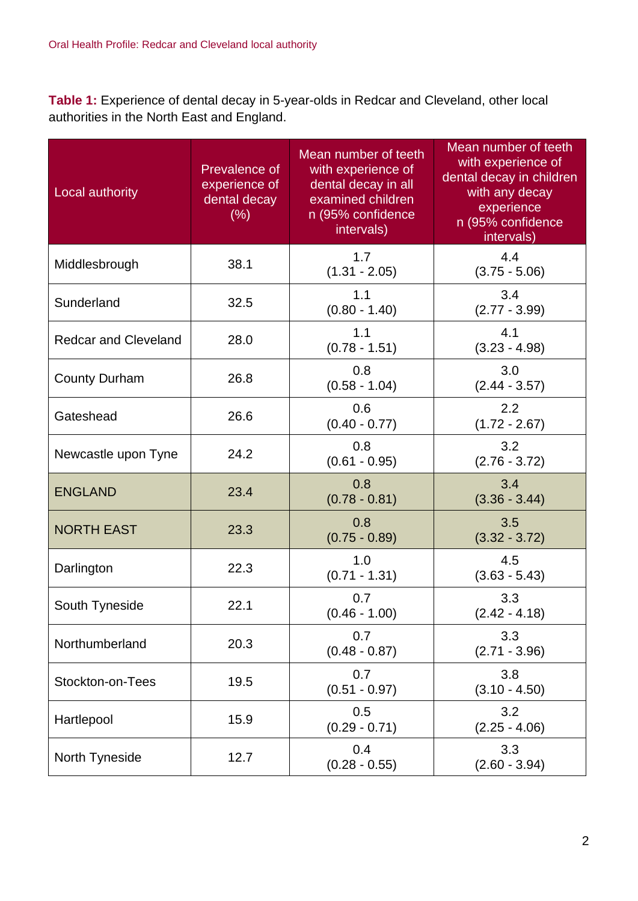**Table 1:** Experience of dental decay in 5-year-olds in Redcar and Cleveland, other local authorities in the North East and England.

| Local authority | Prevalence of experience of dental decay (%) | Mean number of teeth with experience of dental decay in all examined children n (95% confidence intervals) | Mean number of teeth with experience of dental decay in children with any decay experience n (95% confidence intervals) |
|---|---|---|---|
| Middlesbrough | 38.1 | 1.7 (1.31 - 2.05) | 4.4 (3.75 - 5.06) |
| Sunderland | 32.5 | 1.1 (0.80 - 1.40) | 3.4 (2.77 - 3.99) |
| Redcar and Cleveland | 28.0 | 1.1 (0.78 - 1.51) | 4.1 (3.23 - 4.98) |
| County Durham | 26.8 | 0.8 (0.58 - 1.04) | 3.0 (2.44 - 3.57) |
| Gateshead | 26.6 | 0.6 (0.40 - 0.77) | 2.2 (1.72 - 2.67) |
| Newcastle upon Tyne | 24.2 | 0.8 (0.61 - 0.95) | 3.2 (2.76 - 3.72) |
| ENGLAND | 23.4 | 0.8 (0.78 - 0.81) | 3.4 (3.36 - 3.44) |
| NORTH EAST | 23.3 | 0.8 (0.75 - 0.89) | 3.5 (3.32 - 3.72) |
| Darlington | 22.3 | 1.0 (0.71 - 1.31) | 4.5 (3.63 - 5.43) |
| South Tyneside | 22.1 | 0.7 (0.46 - 1.00) | 3.3 (2.42 - 4.18) |
| Northumberland | 20.3 | 0.7 (0.48 - 0.87) | 3.3 (2.71 - 3.96) |
| Stockton-on-Tees | 19.5 | 0.7 (0.51 - 0.97) | 3.8 (3.10 - 4.50) |
| Hartlepool | 15.9 | 0.5 (0.29 - 0.71) | 3.2 (2.25 - 4.06) |
| North Tyneside | 12.7 | 0.4 (0.28 - 0.55) | 3.3 (2.60 - 3.94) |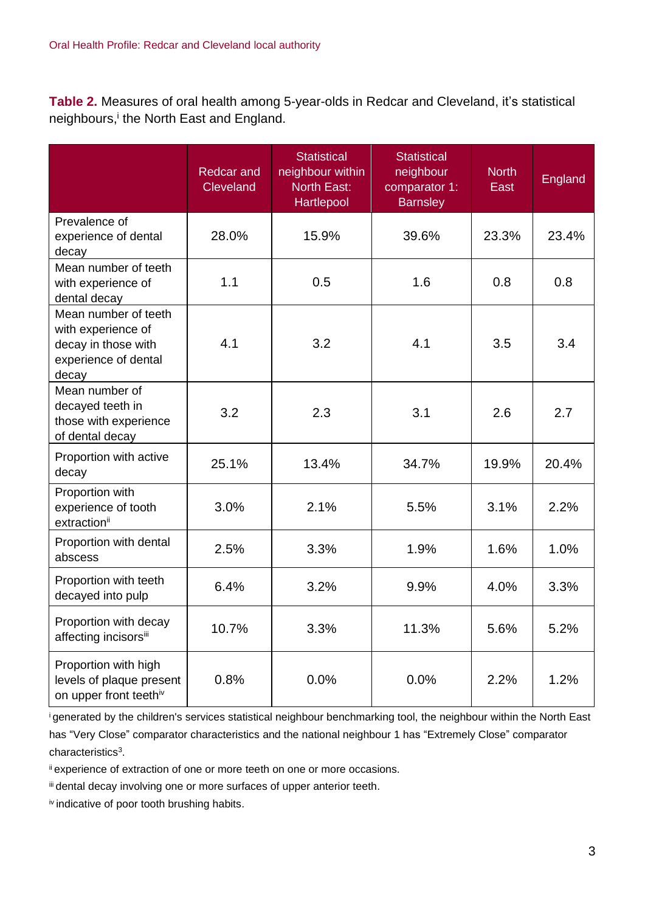**Table 2.** Measures of oral health among 5-year-olds in Redcar and Cleveland, it's statistical neighbours,[i] the North East and England.

| | Redcar and Cleveland | Statistical neighbour within North East: Hartlepool | Statistical neighbour comparator 1: Barnsley | North East | England |
|---|---|---|---|---|---|
| Prevalence of experience of dental decay | 28.0% | 15.9% | 39.6% | 23.3% | 23.4% |
| Mean number of teeth with experience of dental decay | 1.1 | 0.5 | 1.6 | 0.8 | 0.8 |
| Mean number of teeth with experience of decay in those with experience of dental decay | 4.1 | 3.2 | 4.1 | 3.5 | 3.4 |
| Mean number of decayed teeth in those with experience of dental decay | 3.2 | 2.3 | 3.1 | 2.6 | 2.7 |
| Proportion with active decay | 25.1% | 13.4% | 34.7% | 19.9% | 20.4% |
| Proportion with experience of tooth extraction[ii] | 3.0% | 2.1% | 5.5% | 3.1% | 2.2% |
| Proportion with dental abscess | 2.5% | 3.3% | 1.9% | 1.6% | 1.0% |
| Proportion with teeth decayed into pulp | 6.4% | 3.2% | 9.9% | 4.0% | 3.3% |
| Proportion with decay affecting incisors[iii] | 10.7% | 3.3% | 11.3% | 5.6% | 5.2% |
| Proportion with high levels of plaque present on upper front teeth[iv] | 0.8% | 0.0% | 0.0% | 2.2% | 1.2% |

[i] generated by the children's services statistical neighbour benchmarking tool, the neighbour within the North East has "Very Close" comparator characteristics and the national neighbour 1 has "Extremely Close" comparator characteristics[3].

[ii] experience of extraction of one or more teeth on one or more occasions.

[iii] dental decay involving one or more surfaces of upper anterior teeth.

[iv] indicative of poor tooth brushing habits.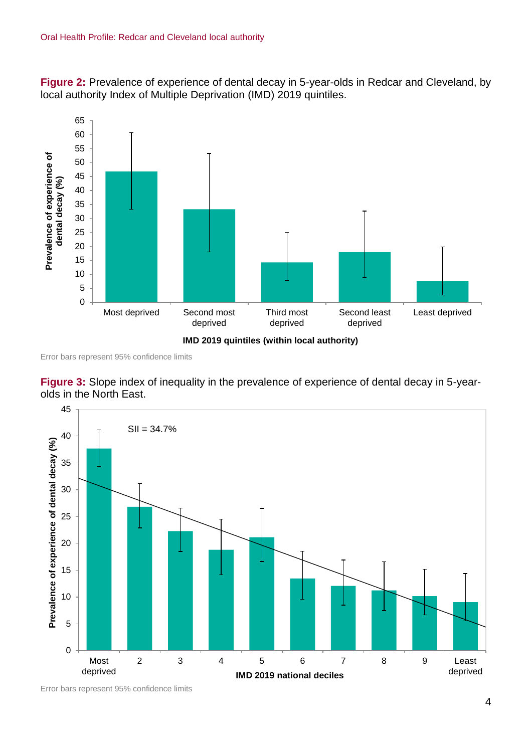**Figure 2:** Prevalence of experience of dental decay in 5-year-olds in Redcar and Cleveland, by local authority Index of Multiple Deprivation (IMD) 2019 quintiles.

Error bars represent 95% confidence limits

**Figure 3:** Slope index of inequality in the prevalence of experience of dental decay in 5-year-olds in the North East.

Error bars represent 95% confidence limits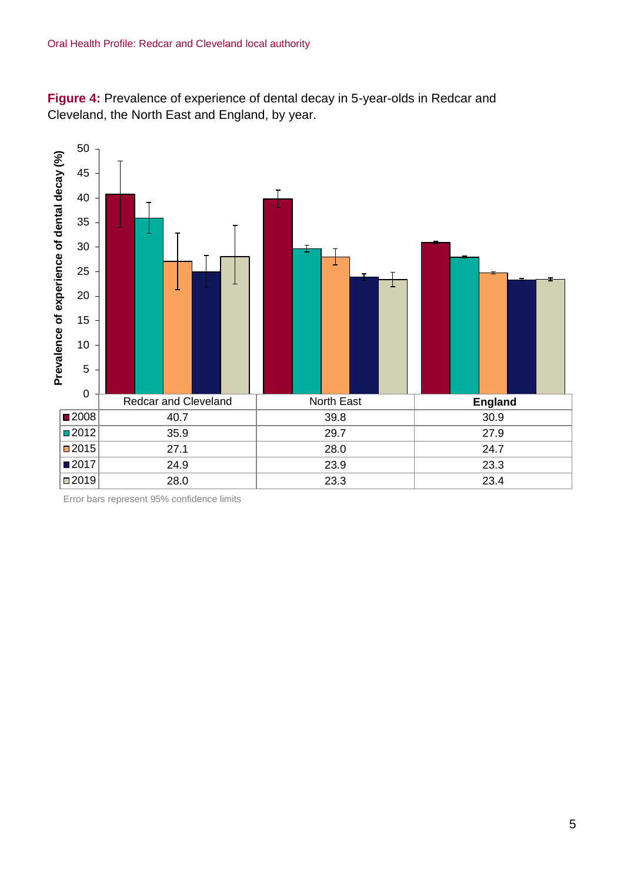**Figure 4:** Prevalence of experience of dental decay in 5-year-olds in Redcar and Cleveland, the North East and England, by year.

| | Redcar and Cleveland | North East | **England** |
|---|---|---|---|
| 2008 | 40.7 | 39.8 | 30.9 |
| 2012 | 35.9 | 29.7 | 27.9 |
| 2015 | 27.1 | 28.0 | 24.7 |
| 2017 | 24.9 | 23.9 | 23.3 |
| 2019 | 28.0 | 23.3 | 23.4 |

Error bars represent 95% confidence limits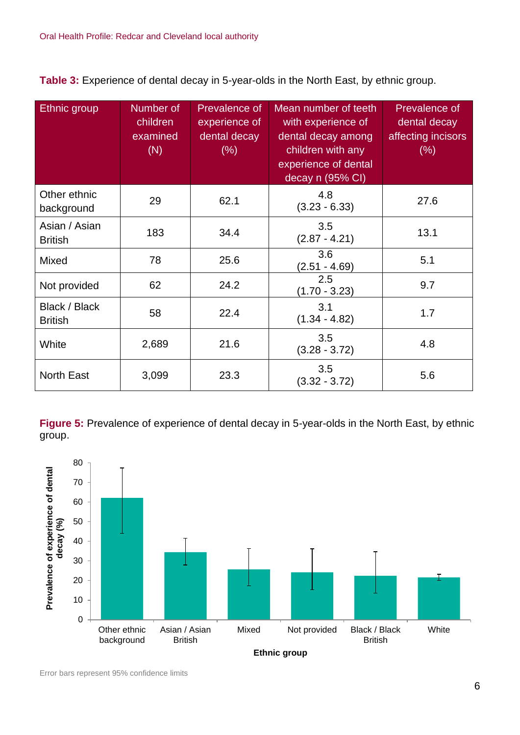**Table 3:** Experience of dental decay in 5-year-olds in the North East, by ethnic group.

| Ethnic group | Number of children examined (N) | Prevalence of experience of dental decay (%) | Mean number of teeth with experience of dental decay among children with any experience of dental decay n (95% CI) | Prevalence of dental decay affecting incisors (%) |
|---|---|---|---|---|
| Other ethnic background | 29 | 62.1 | 4.8 (3.23 - 6.33) | 27.6 |
| Asian / Asian British | 183 | 34.4 | 3.5 (2.87 - 4.21) | 13.1 |
| Mixed | 78 | 25.6 | 3.6 (2.51 - 4.69) | 5.1 |
| Not provided | 62 | 24.2 | 2.5 (1.70 - 3.23) | 9.7 |
| Black / Black British | 58 | 22.4 | 3.1 (1.34 - 4.82) | 1.7 |
| White | 2,689 | 21.6 | 3.5 (3.28 - 3.72) | 4.8 |
| North East | 3,099 | 23.3 | 3.5 (3.32 - 3.72) | 5.6 |

**Figure 5:** Prevalence of experience of dental decay in 5-year-olds in the North East, by ethnic group.

Error bars represent 95% confidence limits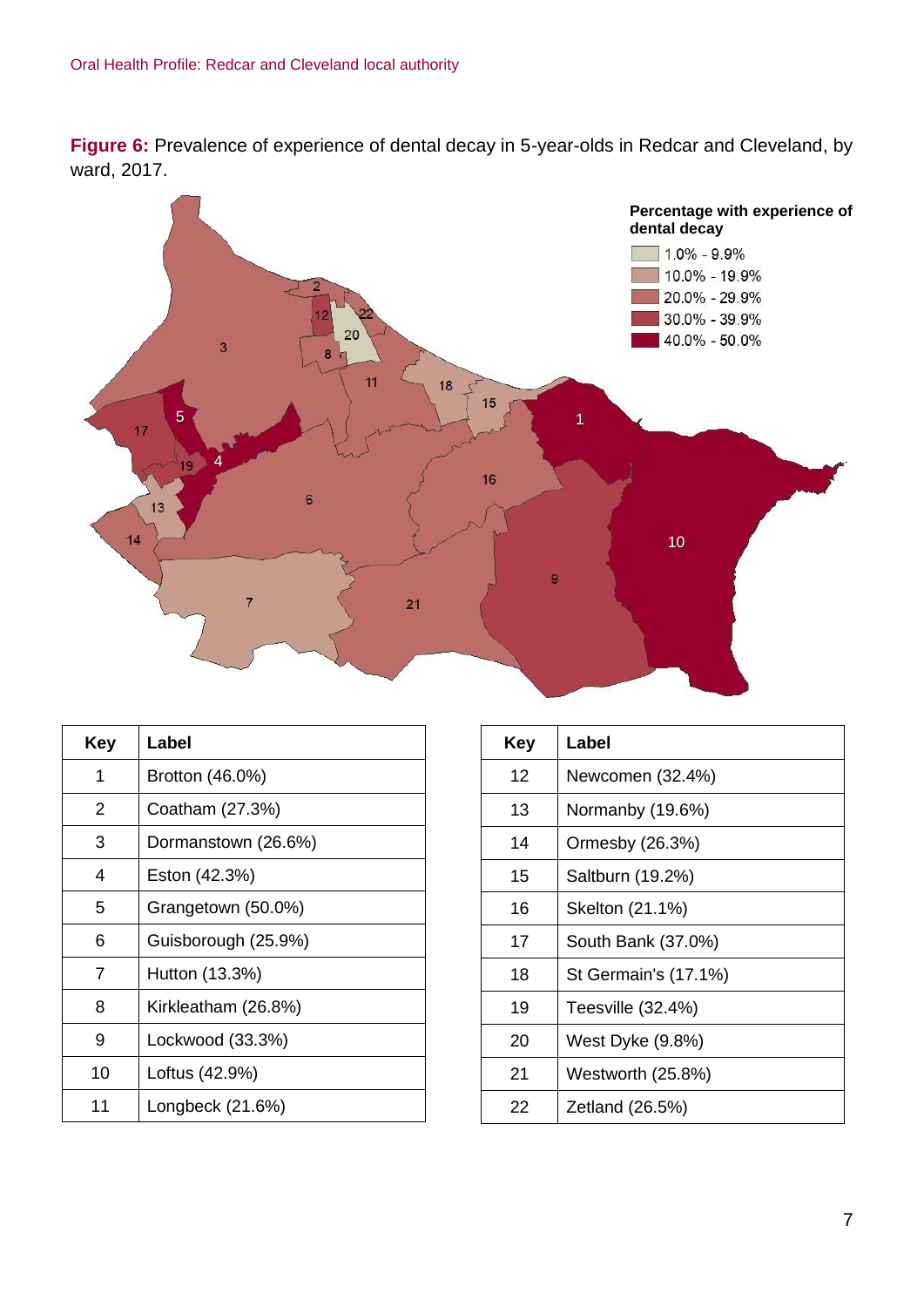**Figure 6:** Prevalence of experience of dental decay in 5-year-olds in Redcar and Cleveland, by ward, 2017.

| Key | Label |
|---|---|
| 1 | Brotton (46.0%) |
| 2 | Coatham (27.3%) |
| 3 | Dormanstown (26.6%) |
| 4 | Eston (42.3%) |
| 5 | Grangetown (50.0%) |
| 6 | Guisborough (25.9%) |
| 7 | Hutton (13.3%) |
| 8 | Kirkleatham (26.8%) |
| 9 | Lockwood (33.3%) |
| 10 | Loftus (42.9%) |
| 11 | Longbeck (21.6%) |

| Key | Label |
|---|---|
| 12 | Newcomen (32.4%) |
| 13 | Normanby (19.6%) |
| 14 | Ormesby (26.3%) |
| 15 | Saltburn (19.2%) |
| 16 | Skelton (21.1%) |
| 17 | South Bank (37.0%) |
| 18 | St Germain's (17.1%) |
| 19 | Teesville (32.4%) |
| 20 | West Dyke (9.8%) |
| 21 | Westworth (25.8%) |
| 22 | Zetland (26.5%) |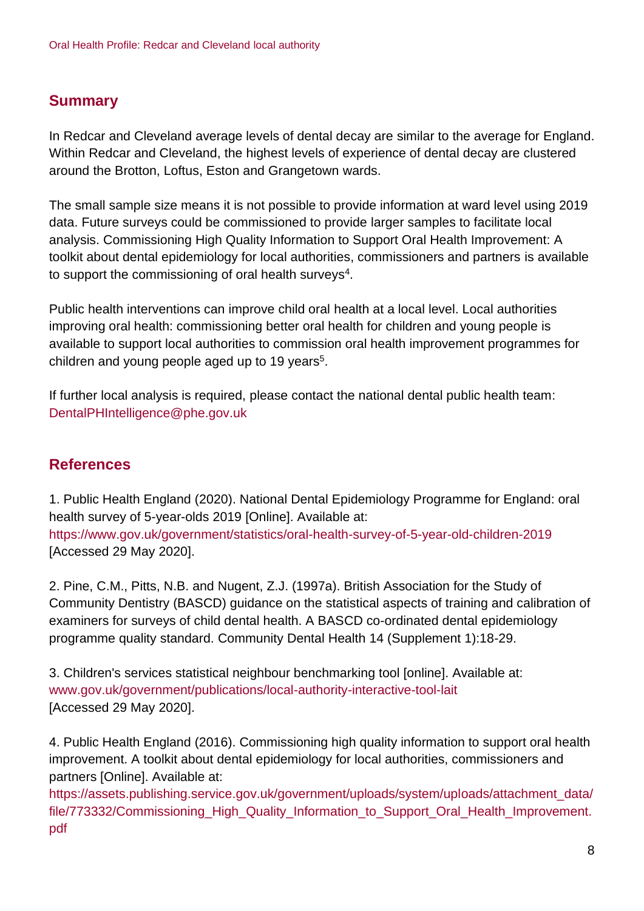## Summary

In Redcar and Cleveland average levels of dental decay are similar to the average for England. Within Redcar and Cleveland, the highest levels of experience of dental decay are clustered around the Brotton, Loftus, Eston and Grangetown wards.

The small sample size means it is not possible to provide information at ward level using 2019 data. Future surveys could be commissioned to provide larger samples to facilitate local analysis. Commissioning High Quality Information to Support Oral Health Improvement: A toolkit about dental epidemiology for local authorities, commissioners and partners is available to support the commissioning of oral health surveys[4].

Public health interventions can improve child oral health at a local level. Local authorities improving oral health: commissioning better oral health for children and young people is available to support local authorities to commission oral health improvement programmes for children and young people aged up to 19 years[5].

If further local analysis is required, please contact the national dental public health team: DentalPHIntelligence@phe.gov.uk

## References

1. Public Health England (2020). National Dental Epidemiology Programme for England: oral health survey of 5-year-olds 2019 [Online]. Available at: https://www.gov.uk/government/statistics/oral-health-survey-of-5-year-old-children-2019 [Accessed 29 May 2020].

2. Pine, C.M., Pitts, N.B. and Nugent, Z.J. (1997a). British Association for the Study of Community Dentistry (BASCD) guidance on the statistical aspects of training and calibration of examiners for surveys of child dental health. A BASCD co-ordinated dental epidemiology programme quality standard. Community Dental Health 14 (Supplement 1):18-29.

3. Children's services statistical neighbour benchmarking tool [online]. Available at: www.gov.uk/government/publications/local-authority-interactive-tool-lait [Accessed 29 May 2020].

4. Public Health England (2016). Commissioning high quality information to support oral health improvement. A toolkit about dental epidemiology for local authorities, commissioners and partners [Online]. Available at: https://assets.publishing.service.gov.uk/government/uploads/system/uploads/attachment_data/file/773332/Commissioning_High_Quality_Information_to_Support_Oral_Health_Improvement.pdf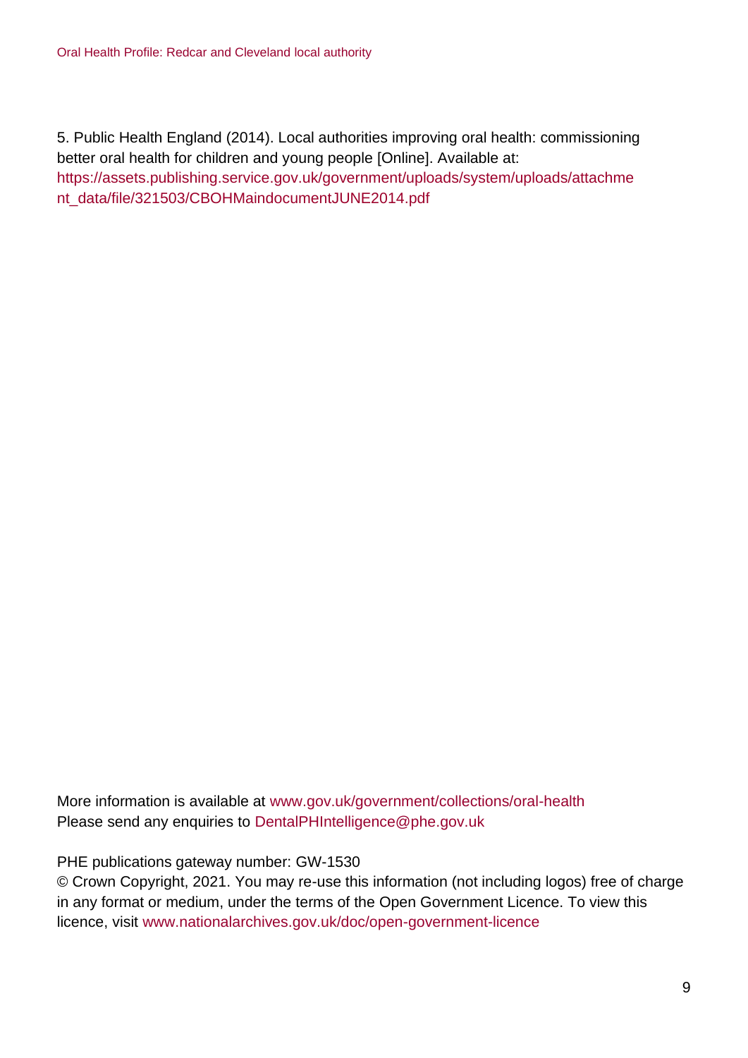5. Public Health England (2014). Local authorities improving oral health: commissioning better oral health for children and young people [Online]. Available at: https://assets.publishing.service.gov.uk/government/uploads/system/uploads/attachment_data/file/321503/CBOHMaindocumentJUNE2014.pdf

More information is available at www.gov.uk/government/collections/oral-health
Please send any enquiries to DentalPHIntelligence@phe.gov.uk

PHE publications gateway number: GW-1530
© Crown Copyright, 2021. You may re-use this information (not including logos) free of charge in any format or medium, under the terms of the Open Government Licence. To view this licence, visit www.nationalarchives.gov.uk/doc/open-government-licence